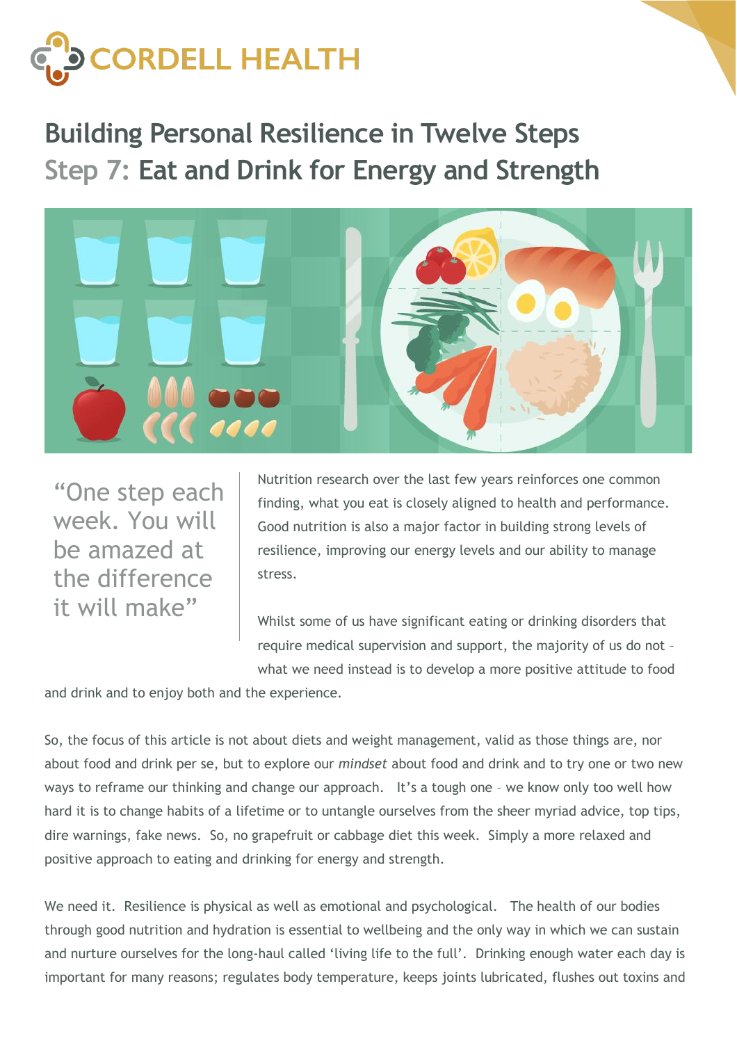CORDELL HEALTH

# Building Personal Resilience in Twelve Steps

## Step 7: Eat and Drink for Energy and Strength

> "One step each week. You will be amazed at the difference it will make"

Nutrition research over the last few years reinforces one common finding, what you eat is closely aligned to health and performance. Good nutrition is also a major factor in building strong levels of resilience, improving our energy levels and our ability to manage stress.

Whilst some of us have significant eating or drinking disorders that require medical supervision and support, the majority of us do not – what we need instead is to develop a more positive attitude to food and drink and to enjoy both and the experience.

So, the focus of this article is not about diets and weight management, valid as those things are, nor about food and drink per se, but to explore our *mindset* about food and drink and to try one or two new ways to reframe our thinking and change our approach. It's a tough one – we know only too well how hard it is to change habits of a lifetime or to untangle ourselves from the sheer myriad advice, top tips, dire warnings, fake news. So, no grapefruit or cabbage diet this week. Simply a more relaxed and positive approach to eating and drinking for energy and strength.

We need it. Resilience is physical as well as emotional and psychological. The health of our bodies through good nutrition and hydration is essential to wellbeing and the only way in which we can sustain and nurture ourselves for the long-haul called 'living life to the full'. Drinking enough water each day is important for many reasons; regulates body temperature, keeps joints lubricated, flushes out toxins and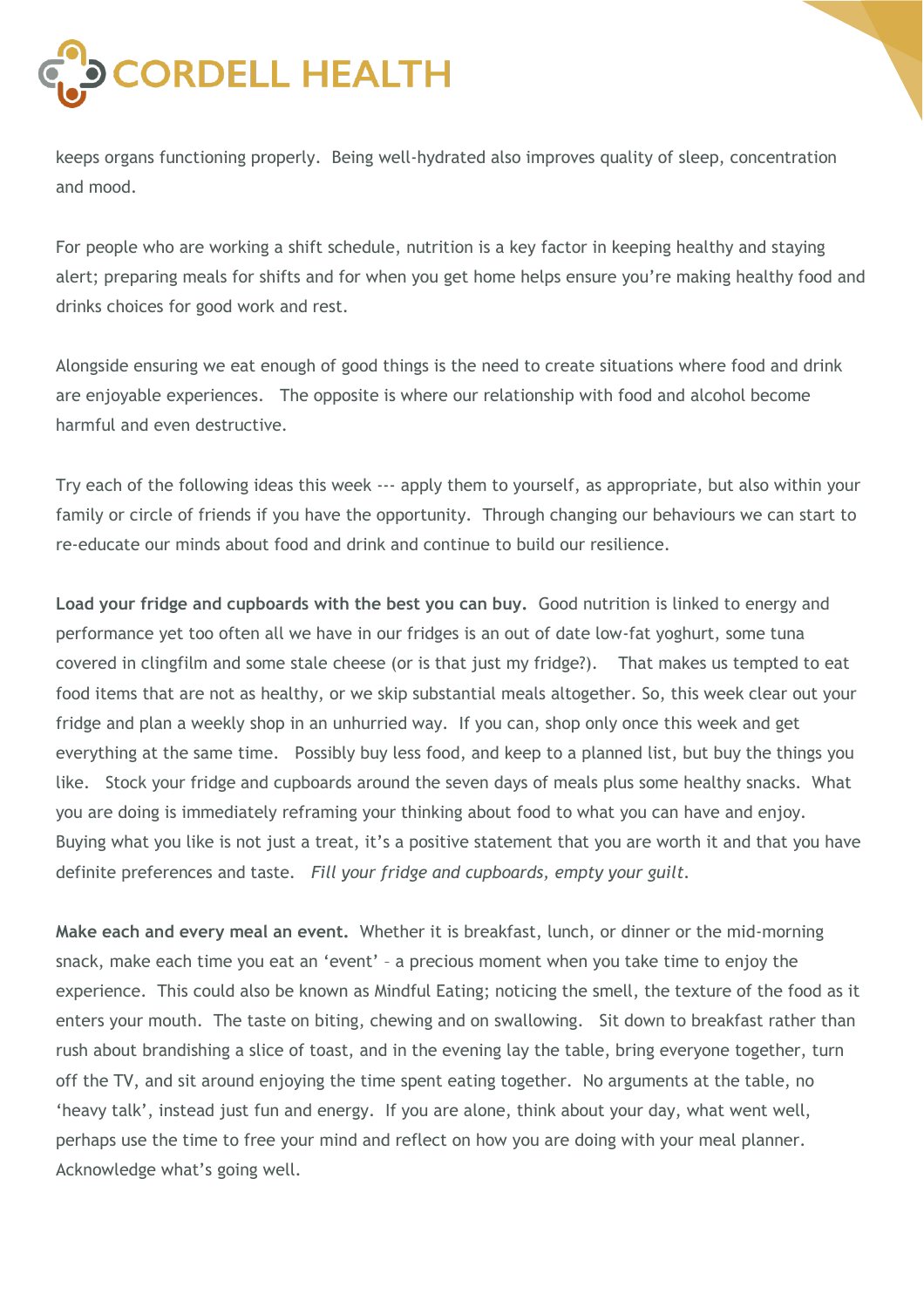keeps organs functioning properly. Being well-hydrated also improves quality of sleep, concentration and mood.

For people who are working a shift schedule, nutrition is a key factor in keeping healthy and staying alert; preparing meals for shifts and for when you get home helps ensure you're making healthy food and drinks choices for good work and rest.

Alongside ensuring we eat enough of good things is the need to create situations where food and drink are enjoyable experiences. The opposite is where our relationship with food and alcohol become harmful and even destructive.

Try each of the following ideas this week --- apply them to yourself, as appropriate, but also within your family or circle of friends if you have the opportunity. Through changing our behaviours we can start to re-educate our minds about food and drink and continue to build our resilience.

**Load your fridge and cupboards with the best you can buy.** Good nutrition is linked to energy and performance yet too often all we have in our fridges is an out of date low-fat yoghurt, some tuna covered in clingfilm and some stale cheese (or is that just my fridge?). That makes us tempted to eat food items that are not as healthy, or we skip substantial meals altogether. So, this week clear out your fridge and plan a weekly shop in an unhurried way. If you can, shop only once this week and get everything at the same time. Possibly buy less food, and keep to a planned list, but buy the things you like. Stock your fridge and cupboards around the seven days of meals plus some healthy snacks. What you are doing is immediately reframing your thinking about food to what you can have and enjoy. Buying what you like is not just a treat, it's a positive statement that you are worth it and that you have definite preferences and taste. *Fill your fridge and cupboards, empty your guilt.*

**Make each and every meal an event.** Whether it is breakfast, lunch, or dinner or the mid-morning snack, make each time you eat an 'event' – a precious moment when you take time to enjoy the experience. This could also be known as Mindful Eating; noticing the smell, the texture of the food as it enters your mouth. The taste on biting, chewing and on swallowing. Sit down to breakfast rather than rush about brandishing a slice of toast, and in the evening lay the table, bring everyone together, turn off the TV, and sit around enjoying the time spent eating together. No arguments at the table, no 'heavy talk', instead just fun and energy. If you are alone, think about your day, what went well, perhaps use the time to free your mind and reflect on how you are doing with your meal planner. Acknowledge what's going well.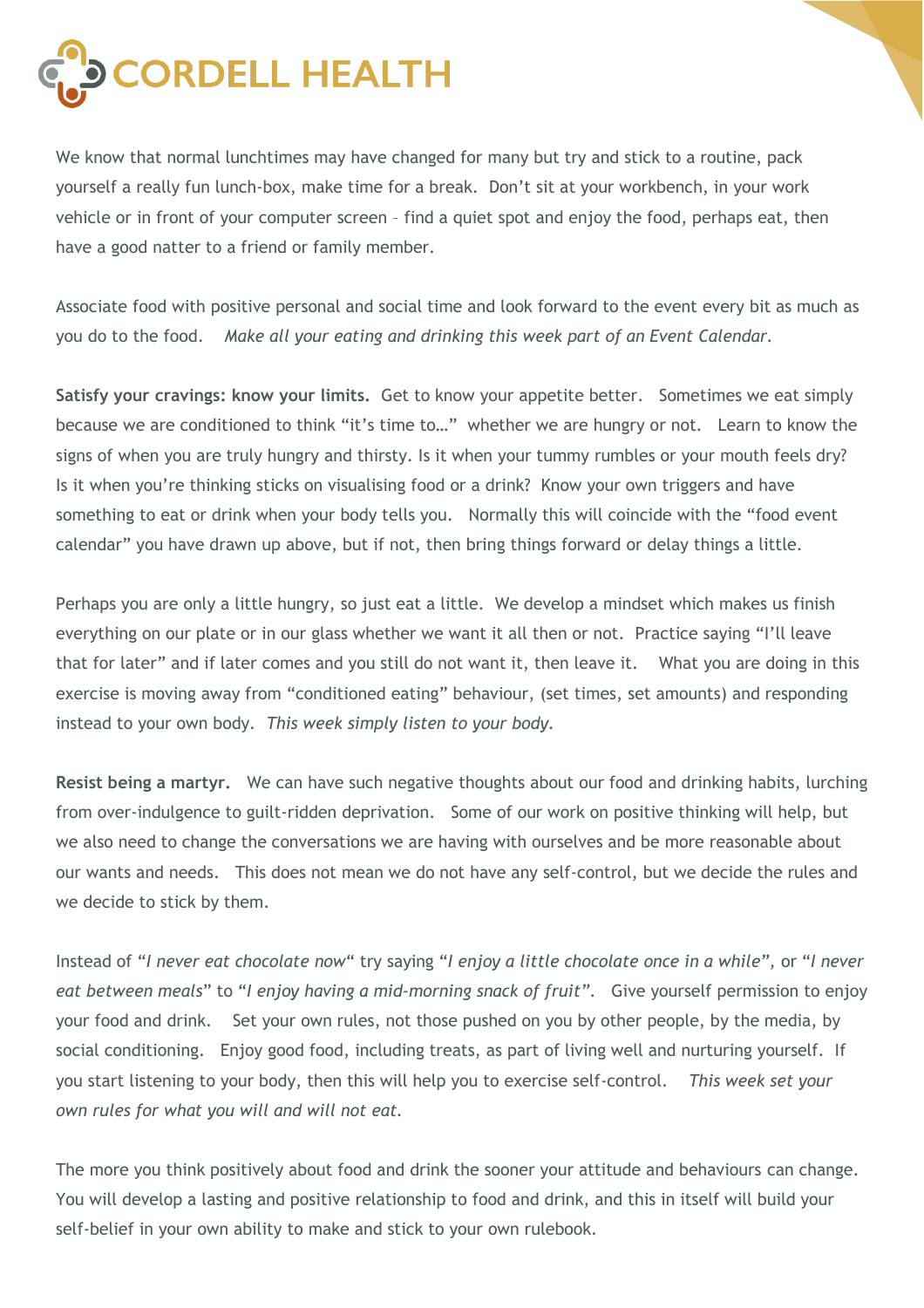We know that normal lunchtimes may have changed for many but try and stick to a routine, pack yourself a really fun lunch-box, make time for a break. Don't sit at your workbench, in your work vehicle or in front of your computer screen – find a quiet spot and enjoy the food, perhaps eat, then have a good natter to a friend or family member.

Associate food with positive personal and social time and look forward to the event every bit as much as you do to the food. *Make all your eating and drinking this week part of an Event Calendar.*

**Satisfy your cravings: know your limits.** Get to know your appetite better. Sometimes we eat simply because we are conditioned to think "it's time to…" whether we are hungry or not. Learn to know the signs of when you are truly hungry and thirsty. Is it when your tummy rumbles or your mouth feels dry? Is it when you're thinking sticks on visualising food or a drink? Know your own triggers and have something to eat or drink when your body tells you. Normally this will coincide with the "food event calendar" you have drawn up above, but if not, then bring things forward or delay things a little.

Perhaps you are only a little hungry, so just eat a little. We develop a mindset which makes us finish everything on our plate or in our glass whether we want it all then or not. Practice saying "I'll leave that for later" and if later comes and you still do not want it, then leave it. What you are doing in this exercise is moving away from "conditioned eating" behaviour, (set times, set amounts) and responding instead to your own body. *This week simply listen to your body.*

**Resist being a martyr.** We can have such negative thoughts about our food and drinking habits, lurching from over-indulgence to guilt-ridden deprivation. Some of our work on positive thinking will help, but we also need to change the conversations we are having with ourselves and be more reasonable about our wants and needs. This does not mean we do not have any self-control, but we decide the rules and we decide to stick by them.

Instead of "*I never eat chocolate now*" try saying "*I enjoy a little chocolate once in a while*", or "*I never eat between meals*" to "*I enjoy having a mid-morning snack of fruit*". Give yourself permission to enjoy your food and drink. Set your own rules, not those pushed on you by other people, by the media, by social conditioning. Enjoy good food, including treats, as part of living well and nurturing yourself. If you start listening to your body, then this will help you to exercise self-control. *This week set your own rules for what you will and will not eat.*

The more you think positively about food and drink the sooner your attitude and behaviours can change. You will develop a lasting and positive relationship to food and drink, and this in itself will build your self-belief in your own ability to make and stick to your own rulebook.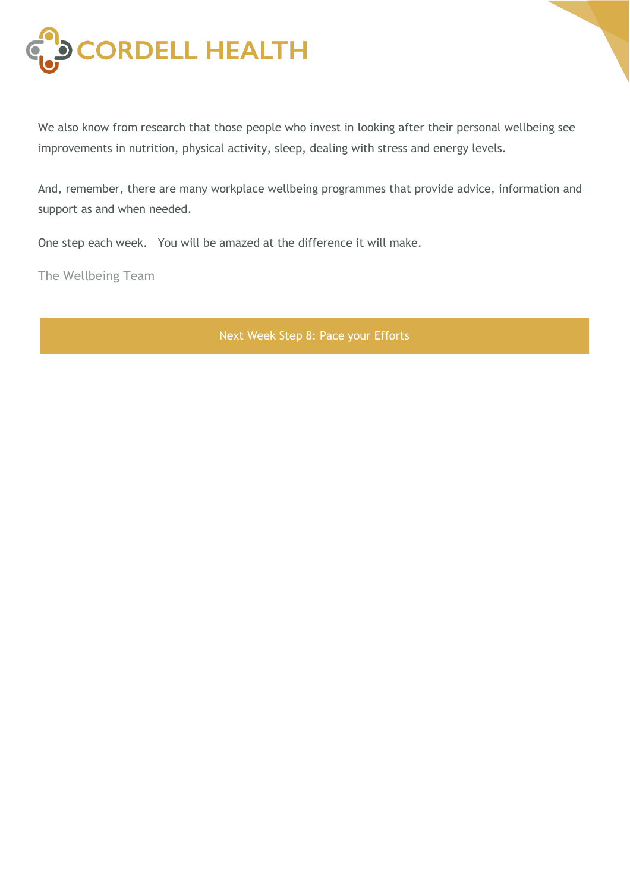We also know from research that those people who invest in looking after their personal wellbeing see improvements in nutrition, physical activity, sleep, dealing with stress and energy levels.

And, remember, there are many workplace wellbeing programmes that provide advice, information and support as and when needed.

One step each week.   You will be amazed at the difference it will make.

The Wellbeing Team

Next Week Step 8: Pace your Efforts